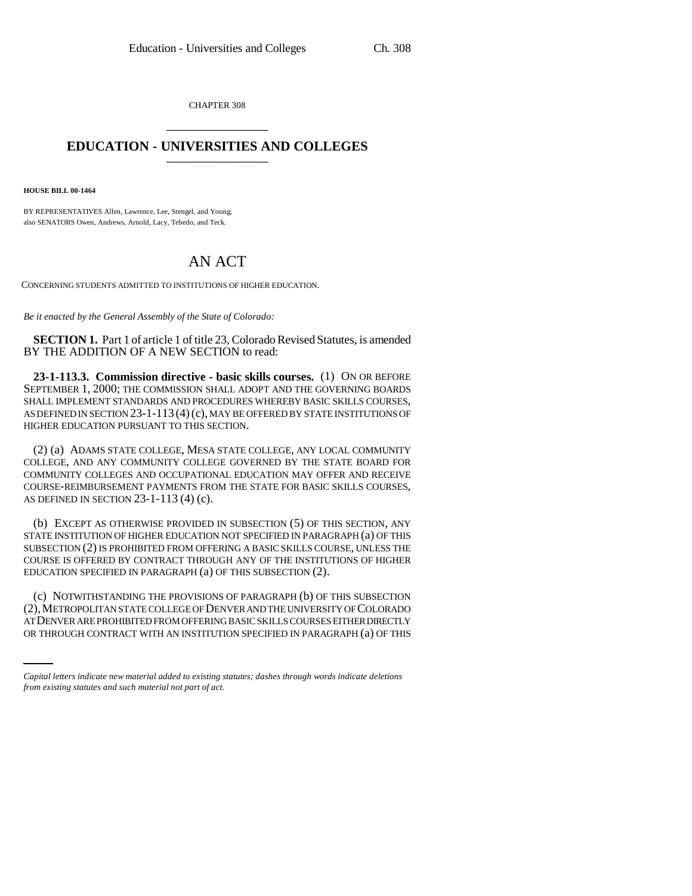CHAPTER 308

# EDUCATION - UNIVERSITIES AND COLLEGES

**HOUSE BILL 00-1464**

BY REPRESENTATIVES Allen, Lawrence, Lee, Stengel, and Young;
also SENATORS Owen, Andrews, Arnold, Lacy, Tebedo, and Teck.

# AN ACT

CONCERNING STUDENTS ADMITTED TO INSTITUTIONS OF HIGHER EDUCATION.

*Be it enacted by the General Assembly of the State of Colorado:*

**SECTION 1.** Part 1 of article 1 of title 23, Colorado Revised Statutes, is amended BY THE ADDITION OF A NEW SECTION to read:

**23-1-113.3. Commission directive - basic skills courses.** (1) ON OR BEFORE SEPTEMBER 1, 2000; THE COMMISSION SHALL ADOPT AND THE GOVERNING BOARDS SHALL IMPLEMENT STANDARDS AND PROCEDURES WHEREBY BASIC SKILLS COURSES, AS DEFINED IN SECTION 23-1-113 (4) (c), MAY BE OFFERED BY STATE INSTITUTIONS OF HIGHER EDUCATION PURSUANT TO THIS SECTION.

(2) (a) ADAMS STATE COLLEGE, MESA STATE COLLEGE, ANY LOCAL COMMUNITY COLLEGE, AND ANY COMMUNITY COLLEGE GOVERNED BY THE STATE BOARD FOR COMMUNITY COLLEGES AND OCCUPATIONAL EDUCATION MAY OFFER AND RECEIVE COURSE-REIMBURSEMENT PAYMENTS FROM THE STATE FOR BASIC SKILLS COURSES, AS DEFINED IN SECTION 23-1-113 (4) (c).

(b) EXCEPT AS OTHERWISE PROVIDED IN SUBSECTION (5) OF THIS SECTION, ANY STATE INSTITUTION OF HIGHER EDUCATION NOT SPECIFIED IN PARAGRAPH (a) OF THIS SUBSECTION (2) IS PROHIBITED FROM OFFERING A BASIC SKILLS COURSE, UNLESS THE COURSE IS OFFERED BY CONTRACT THROUGH ANY OF THE INSTITUTIONS OF HIGHER EDUCATION SPECIFIED IN PARAGRAPH (a) OF THIS SUBSECTION (2).

(c) NOTWITHSTANDING THE PROVISIONS OF PARAGRAPH (b) OF THIS SUBSECTION (2), METROPOLITAN STATE COLLEGE OF DENVER AND THE UNIVERSITY OF COLORADO AT DENVER ARE PROHIBITED FROM OFFERING BASIC SKILLS COURSES EITHER DIRECTLY OR THROUGH CONTRACT WITH AN INSTITUTION SPECIFIED IN PARAGRAPH (a) OF THIS

*Capital letters indicate new material added to existing statutes; dashes through words indicate deletions from existing statutes and such material not part of act.*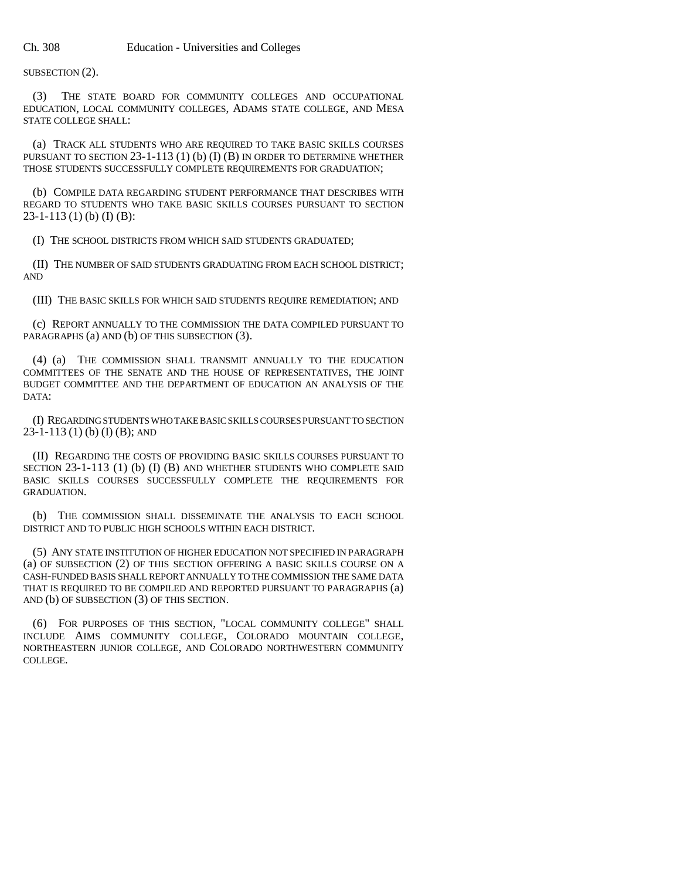SUBSECTION (2).

(3) THE STATE BOARD FOR COMMUNITY COLLEGES AND OCCUPATIONAL EDUCATION, LOCAL COMMUNITY COLLEGES, ADAMS STATE COLLEGE, AND MESA STATE COLLEGE SHALL:

(a) TRACK ALL STUDENTS WHO ARE REQUIRED TO TAKE BASIC SKILLS COURSES PURSUANT TO SECTION 23-1-113 (1) (b) (I) (B) IN ORDER TO DETERMINE WHETHER THOSE STUDENTS SUCCESSFULLY COMPLETE REQUIREMENTS FOR GRADUATION;

(b) COMPILE DATA REGARDING STUDENT PERFORMANCE THAT DESCRIBES WITH REGARD TO STUDENTS WHO TAKE BASIC SKILLS COURSES PURSUANT TO SECTION 23-1-113 (1) (b) (I) (B):

(I) THE SCHOOL DISTRICTS FROM WHICH SAID STUDENTS GRADUATED;

(II) THE NUMBER OF SAID STUDENTS GRADUATING FROM EACH SCHOOL DISTRICT; AND

(III) THE BASIC SKILLS FOR WHICH SAID STUDENTS REQUIRE REMEDIATION; AND

(c) REPORT ANNUALLY TO THE COMMISSION THE DATA COMPILED PURSUANT TO PARAGRAPHS (a) AND (b) OF THIS SUBSECTION (3).

(4) (a) THE COMMISSION SHALL TRANSMIT ANNUALLY TO THE EDUCATION COMMITTEES OF THE SENATE AND THE HOUSE OF REPRESENTATIVES, THE JOINT BUDGET COMMITTEE AND THE DEPARTMENT OF EDUCATION AN ANALYSIS OF THE DATA:

(I) REGARDING STUDENTS WHO TAKE BASIC SKILLS COURSES PURSUANT TO SECTION 23-1-113 (1) (b) (I) (B); AND

(II) REGARDING THE COSTS OF PROVIDING BASIC SKILLS COURSES PURSUANT TO SECTION 23-1-113 (1) (b) (I) (B) AND WHETHER STUDENTS WHO COMPLETE SAID BASIC SKILLS COURSES SUCCESSFULLY COMPLETE THE REQUIREMENTS FOR GRADUATION.

(b) THE COMMISSION SHALL DISSEMINATE THE ANALYSIS TO EACH SCHOOL DISTRICT AND TO PUBLIC HIGH SCHOOLS WITHIN EACH DISTRICT.

(5) ANY STATE INSTITUTION OF HIGHER EDUCATION NOT SPECIFIED IN PARAGRAPH (a) OF SUBSECTION (2) OF THIS SECTION OFFERING A BASIC SKILLS COURSE ON A CASH-FUNDED BASIS SHALL REPORT ANNUALLY TO THE COMMISSION THE SAME DATA THAT IS REQUIRED TO BE COMPILED AND REPORTED PURSUANT TO PARAGRAPHS (a) AND (b) OF SUBSECTION (3) OF THIS SECTION.

(6) FOR PURPOSES OF THIS SECTION, "LOCAL COMMUNITY COLLEGE" SHALL INCLUDE AIMS COMMUNITY COLLEGE, COLORADO MOUNTAIN COLLEGE, NORTHEASTERN JUNIOR COLLEGE, AND COLORADO NORTHWESTERN COMMUNITY COLLEGE.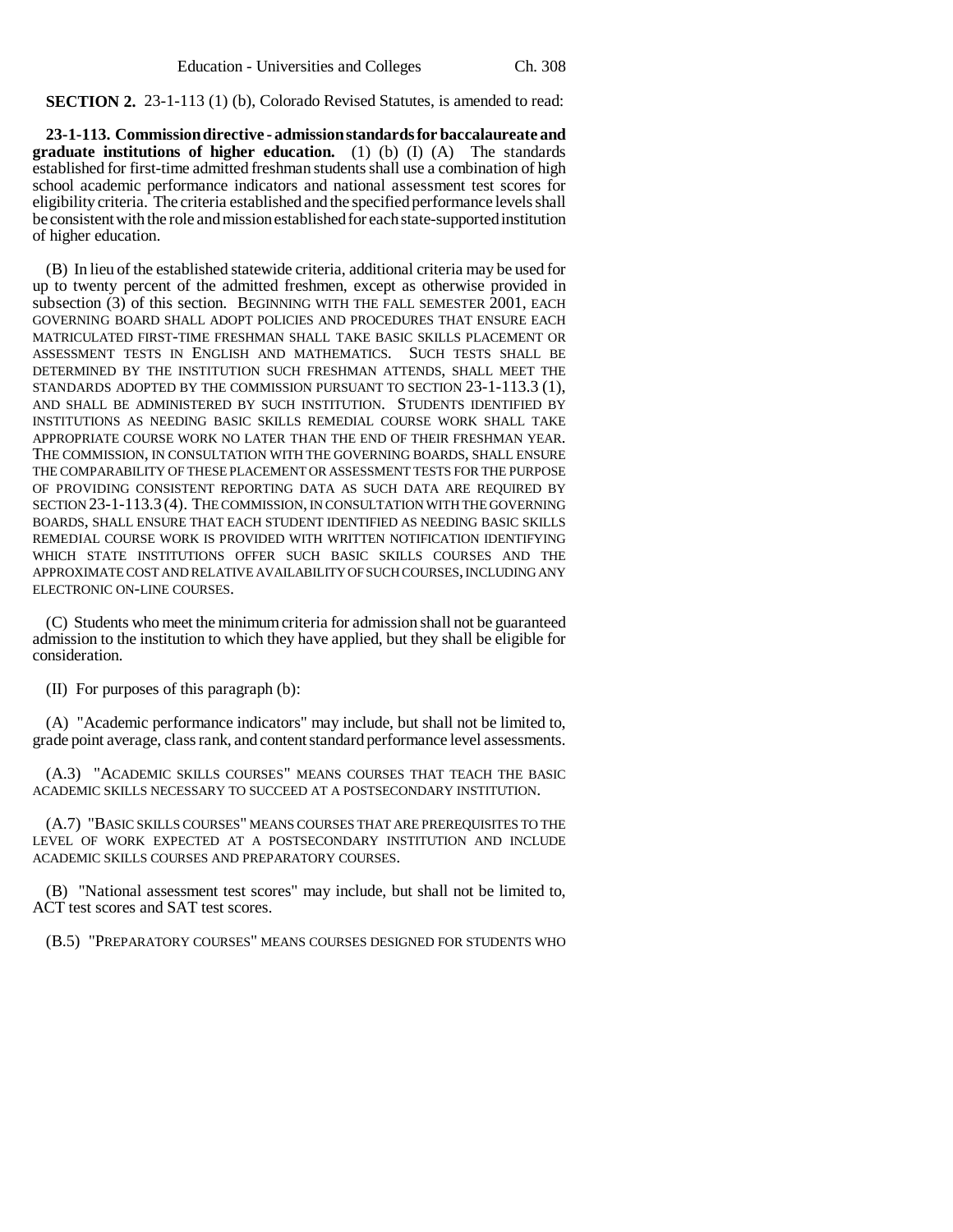**SECTION 2.** 23-1-113 (1) (b), Colorado Revised Statutes, is amended to read:

**23-1-113. Commission directive - admission standards for baccalaureate and graduate institutions of higher education.** (1) (b) (I) (A) The standards established for first-time admitted freshman students shall use a combination of high school academic performance indicators and national assessment test scores for eligibility criteria. The criteria established and the specified performance levels shall be consistent with the role and mission established for each state-supported institution of higher education.

(B) In lieu of the established statewide criteria, additional criteria may be used for up to twenty percent of the admitted freshmen, except as otherwise provided in subsection (3) of this section. BEGINNING WITH THE FALL SEMESTER 2001, EACH GOVERNING BOARD SHALL ADOPT POLICIES AND PROCEDURES THAT ENSURE EACH MATRICULATED FIRST-TIME FRESHMAN SHALL TAKE BASIC SKILLS PLACEMENT OR ASSESSMENT TESTS IN ENGLISH AND MATHEMATICS. SUCH TESTS SHALL BE DETERMINED BY THE INSTITUTION SUCH FRESHMAN ATTENDS, SHALL MEET THE STANDARDS ADOPTED BY THE COMMISSION PURSUANT TO SECTION 23-1-113.3 (1), AND SHALL BE ADMINISTERED BY SUCH INSTITUTION. STUDENTS IDENTIFIED BY INSTITUTIONS AS NEEDING BASIC SKILLS REMEDIAL COURSE WORK SHALL TAKE APPROPRIATE COURSE WORK NO LATER THAN THE END OF THEIR FRESHMAN YEAR. THE COMMISSION, IN CONSULTATION WITH THE GOVERNING BOARDS, SHALL ENSURE THE COMPARABILITY OF THESE PLACEMENT OR ASSESSMENT TESTS FOR THE PURPOSE OF PROVIDING CONSISTENT REPORTING DATA AS SUCH DATA ARE REQUIRED BY SECTION 23-1-113.3 (4). THE COMMISSION, IN CONSULTATION WITH THE GOVERNING BOARDS, SHALL ENSURE THAT EACH STUDENT IDENTIFIED AS NEEDING BASIC SKILLS REMEDIAL COURSE WORK IS PROVIDED WITH WRITTEN NOTIFICATION IDENTIFYING WHICH STATE INSTITUTIONS OFFER SUCH BASIC SKILLS COURSES AND THE APPROXIMATE COST AND RELATIVE AVAILABILITY OF SUCH COURSES, INCLUDING ANY ELECTRONIC ON-LINE COURSES.

(C) Students who meet the minimum criteria for admission shall not be guaranteed admission to the institution to which they have applied, but they shall be eligible for consideration.

(II) For purposes of this paragraph (b):

(A) "Academic performance indicators" may include, but shall not be limited to, grade point average, class rank, and content standard performance level assessments.

(A.3) "ACADEMIC SKILLS COURSES" MEANS COURSES THAT TEACH THE BASIC ACADEMIC SKILLS NECESSARY TO SUCCEED AT A POSTSECONDARY INSTITUTION.

(A.7) "BASIC SKILLS COURSES" MEANS COURSES THAT ARE PREREQUISITES TO THE LEVEL OF WORK EXPECTED AT A POSTSECONDARY INSTITUTION AND INCLUDE ACADEMIC SKILLS COURSES AND PREPARATORY COURSES.

(B) "National assessment test scores" may include, but shall not be limited to, ACT test scores and SAT test scores.

(B.5) "PREPARATORY COURSES" MEANS COURSES DESIGNED FOR STUDENTS WHO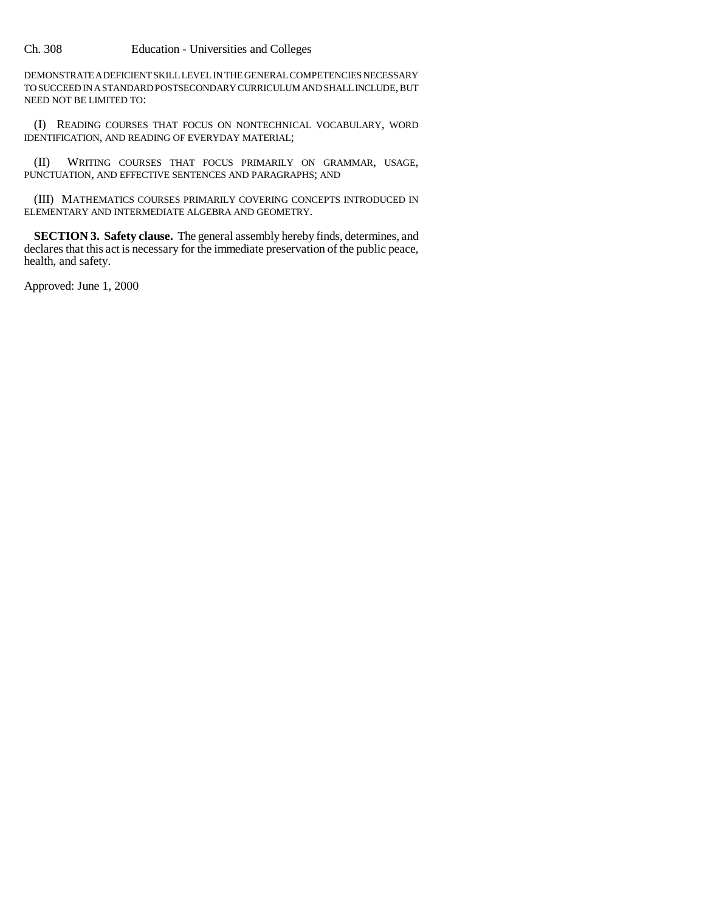DEMONSTRATE A DEFICIENT SKILL LEVEL IN THE GENERAL COMPETENCIES NECESSARY TO SUCCEED IN A STANDARD POSTSECONDARY CURRICULUM AND SHALL INCLUDE, BUT NEED NOT BE LIMITED TO:

(I) READING COURSES THAT FOCUS ON NONTECHNICAL VOCABULARY, WORD IDENTIFICATION, AND READING OF EVERYDAY MATERIAL;

(II) WRITING COURSES THAT FOCUS PRIMARILY ON GRAMMAR, USAGE, PUNCTUATION, AND EFFECTIVE SENTENCES AND PARAGRAPHS; AND

(III) MATHEMATICS COURSES PRIMARILY COVERING CONCEPTS INTRODUCED IN ELEMENTARY AND INTERMEDIATE ALGEBRA AND GEOMETRY.

**SECTION 3. Safety clause.** The general assembly hereby finds, determines, and declares that this act is necessary for the immediate preservation of the public peace, health, and safety.

Approved: June 1, 2000